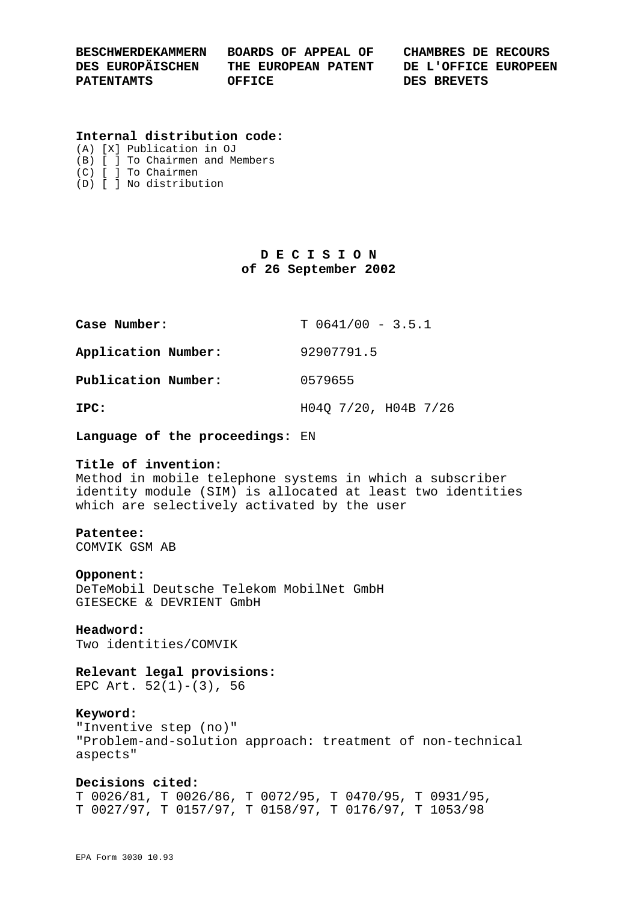**BESCHWERDEKAMMERN DES EUROPÄISCHEN PATENTAMTS** | **BOARDS OF APPEAL OF THE EUROPEAN PATENT OFFICE** | **CHAMBRES DE RECOURS DE L'OFFICE EUROPEEN DES BREVETS**

**Internal distribution code:**

(A) [X] Publication in OJ
(B) [ ] To Chairmen and Members
(C) [ ] To Chairmen
(D) [ ] No distribution

# D E C I S I O N
## of 26 September 2002

**Case Number:** T 0641/00 - 3.5.1

**Application Number:** 92907791.5

**Publication Number:** 0579655

**IPC:** H04Q 7/20, H04B 7/26

**Language of the proceedings:** EN

**Title of invention:**
Method in mobile telephone systems in which a subscriber identity module (SIM) is allocated at least two identities which are selectively activated by the user

**Patentee:**
COMVIK GSM AB

**Opponent:**
DeTeMobil Deutsche Telekom MobilNet GmbH
GIESECKE & DEVRIENT GmbH

**Headword:**
Two identities/COMVIK

**Relevant legal provisions:**
EPC Art. 52(1)-(3), 56

**Keyword:**
"Inventive step (no)"
"Problem-and-solution approach: treatment of non-technical aspects"

**Decisions cited:**
T 0026/81, T 0026/86, T 0072/95, T 0470/95, T 0931/95, T 0027/97, T 0157/97, T 0158/97, T 0176/97, T 1053/98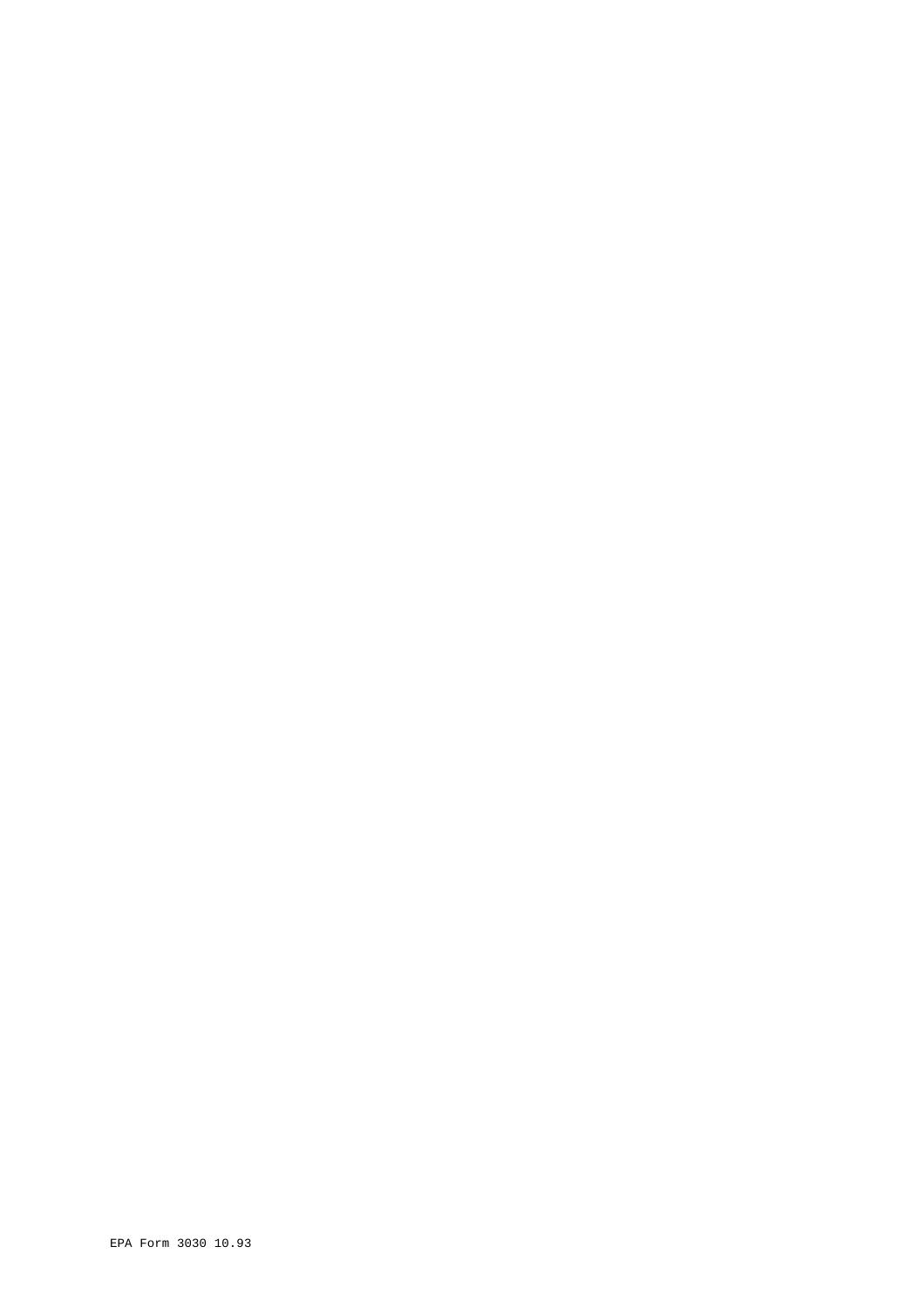EPA Form 3030 10.93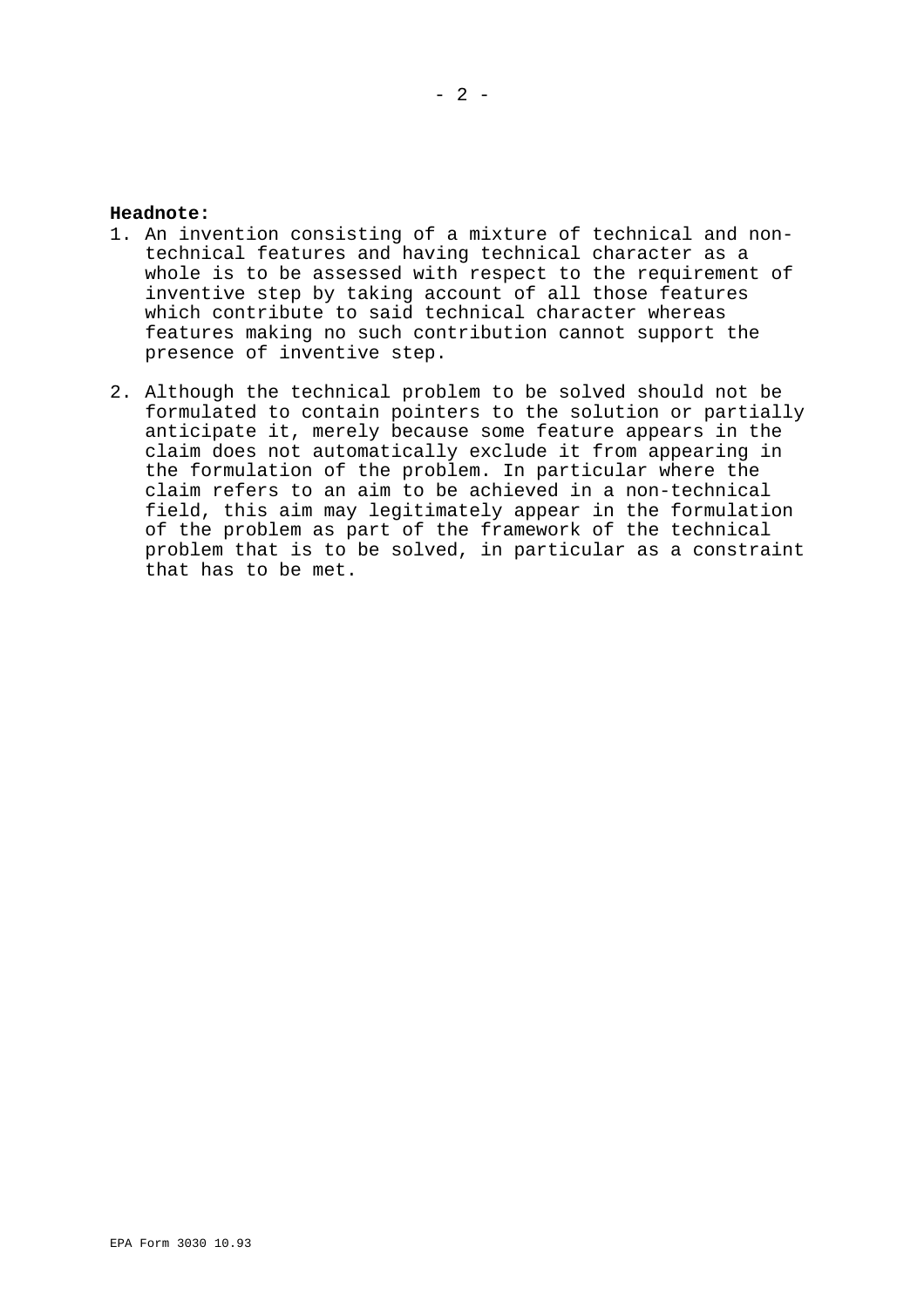**Headnote:**

1. An invention consisting of a mixture of technical and non-technical features and having technical character as a whole is to be assessed with respect to the requirement of inventive step by taking account of all those features which contribute to said technical character whereas features making no such contribution cannot support the presence of inventive step.

2. Although the technical problem to be solved should not be formulated to contain pointers to the solution or partially anticipate it, merely because some feature appears in the claim does not automatically exclude it from appearing in the formulation of the problem. In particular where the claim refers to an aim to be achieved in a non-technical field, this aim may legitimately appear in the formulation of the problem as part of the framework of the technical problem that is to be solved, in particular as a constraint that has to be met.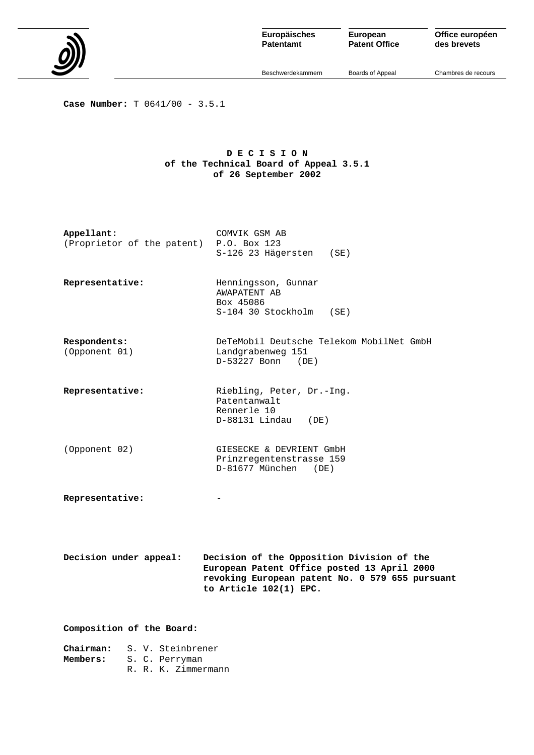Europäisches Patentamt | European Patent Office | Office européen des brevets

Beschwerdekammern | Boards of Appeal | Chambres de recours

**Case Number:** T 0641/00 - 3.5.1

**D E C I S I O N**
**of the Technical Board of Appeal 3.5.1**
**of 26 September 2002**

**Appellant:** COMVIK GSM AB
(Proprietor of the patent) P.O. Box 123
S-126 23 Hägersten (SE)

**Representative:** Henningsson, Gunnar
AWAPATENT AB
Box 45086
S-104 30 Stockholm (SE)

**Respondents:** DeTeMobil Deutsche Telekom MobilNet GmbH
(Opponent 01) Landgrabenweg 151
D-53227 Bonn (DE)

**Representative:** Riebling, Peter, Dr.-Ing.
Patentanwalt
Rennerle 10
D-88131 Lindau (DE)

(Opponent 02) GIESECKE & DEVRIENT GmbH
Prinzregentenstrasse 159
D-81677 München (DE)

**Representative:** -

**Decision under appeal:** **Decision of the Opposition Division of the European Patent Office posted 13 April 2000 revoking European patent No. 0 579 655 pursuant to Article 102(1) EPC.**

**Composition of the Board:**

**Chairman:** S. V. Steinbrener
**Members:** S. C. Perryman
R. R. K. Zimmermann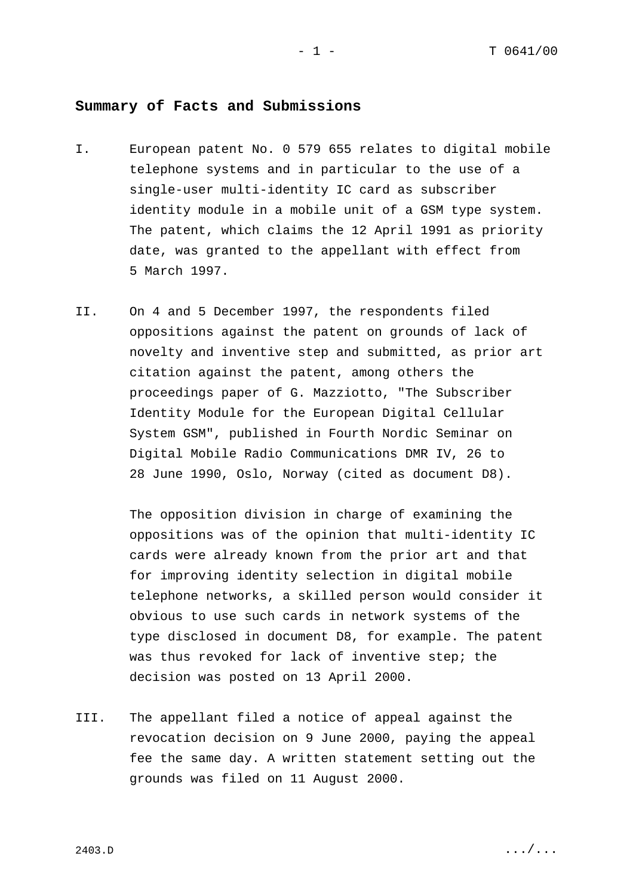## Summary of Facts and Submissions

I. European patent No. 0 579 655 relates to digital mobile telephone systems and in particular to the use of a single-user multi-identity IC card as subscriber identity module in a mobile unit of a GSM type system. The patent, which claims the 12 April 1991 as priority date, was granted to the appellant with effect from 5 March 1997.

II. On 4 and 5 December 1997, the respondents filed oppositions against the patent on grounds of lack of novelty and inventive step and submitted, as prior art citation against the patent, among others the proceedings paper of G. Mazziotto, "The Subscriber Identity Module for the European Digital Cellular System GSM", published in Fourth Nordic Seminar on Digital Mobile Radio Communications DMR IV, 26 to 28 June 1990, Oslo, Norway (cited as document D8).

The opposition division in charge of examining the oppositions was of the opinion that multi-identity IC cards were already known from the prior art and that for improving identity selection in digital mobile telephone networks, a skilled person would consider it obvious to use such cards in network systems of the type disclosed in document D8, for example. The patent was thus revoked for lack of inventive step; the decision was posted on 13 April 2000.

III. The appellant filed a notice of appeal against the revocation decision on 9 June 2000, paying the appeal fee the same day. A written statement setting out the grounds was filed on 11 August 2000.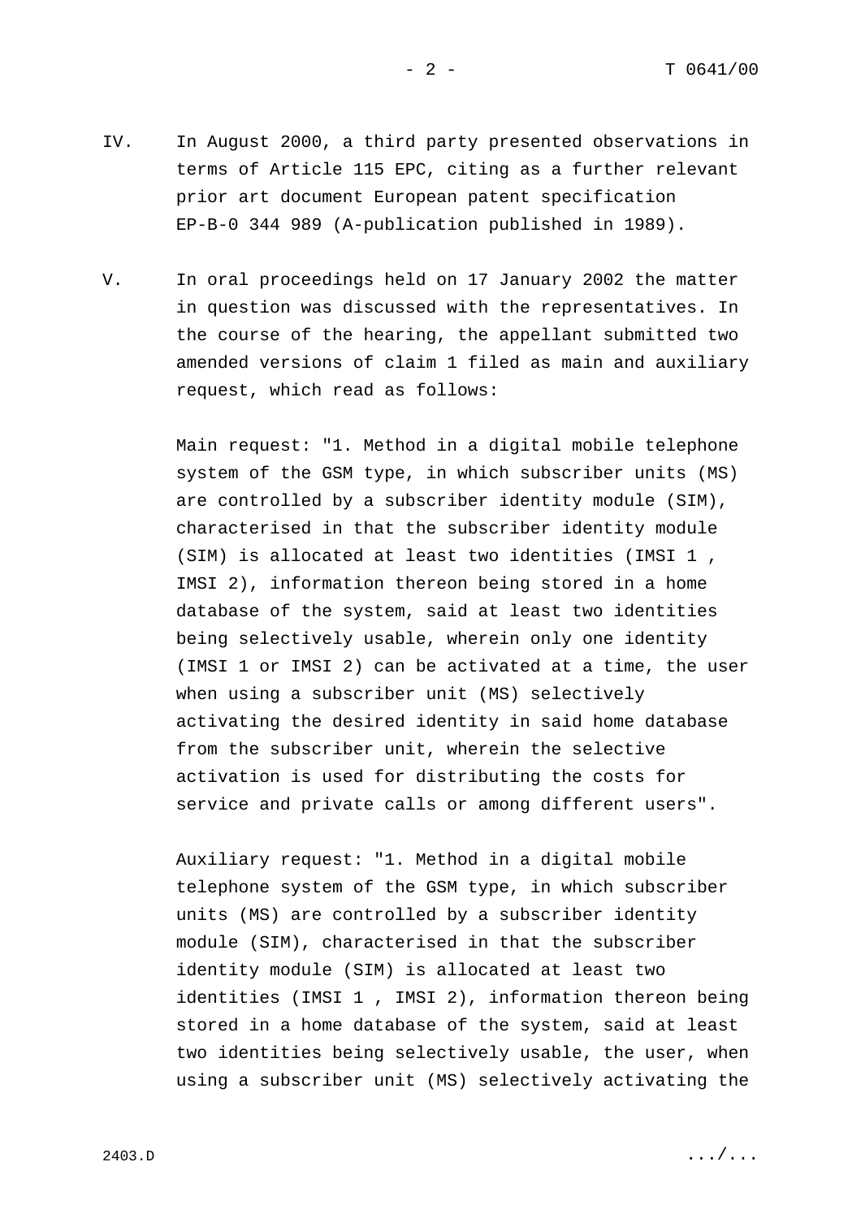IV. In August 2000, a third party presented observations in terms of Article 115 EPC, citing as a further relevant prior art document European patent specification EP-B-0 344 989 (A-publication published in 1989).

V. In oral proceedings held on 17 January 2002 the matter in question was discussed with the representatives. In the course of the hearing, the appellant submitted two amended versions of claim 1 filed as main and auxiliary request, which read as follows:

Main request: "1. Method in a digital mobile telephone system of the GSM type, in which subscriber units (MS) are controlled by a subscriber identity module (SIM), characterised in that the subscriber identity module (SIM) is allocated at least two identities (IMSI 1 , IMSI 2), information thereon being stored in a home database of the system, said at least two identities being selectively usable, wherein only one identity (IMSI 1 or IMSI 2) can be activated at a time, the user when using a subscriber unit (MS) selectively activating the desired identity in said home database from the subscriber unit, wherein the selective activation is used for distributing the costs for service and private calls or among different users".

Auxiliary request: "1. Method in a digital mobile telephone system of the GSM type, in which subscriber units (MS) are controlled by a subscriber identity module (SIM), characterised in that the subscriber identity module (SIM) is allocated at least two identities (IMSI 1 , IMSI 2), information thereon being stored in a home database of the system, said at least two identities being selectively usable, the user, when using a subscriber unit (MS) selectively activating the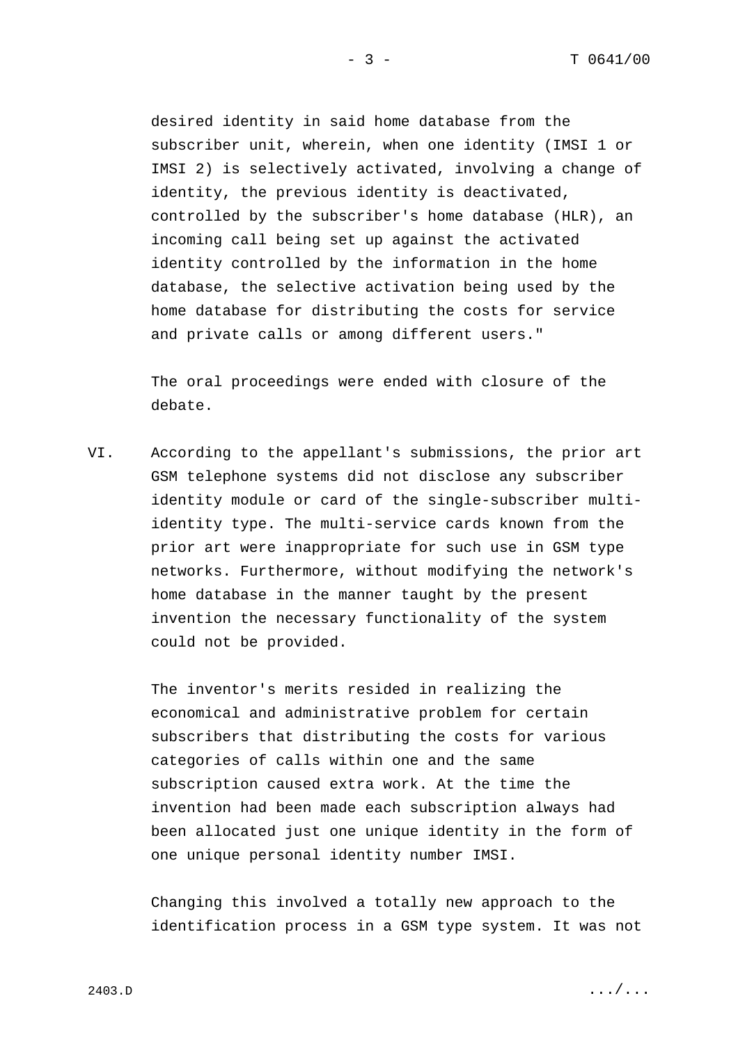desired identity in said home database from the subscriber unit, wherein, when one identity (IMSI 1 or IMSI 2) is selectively activated, involving a change of identity, the previous identity is deactivated, controlled by the subscriber's home database (HLR), an incoming call being set up against the activated identity controlled by the information in the home database, the selective activation being used by the home database for distributing the costs for service and private calls or among different users."

The oral proceedings were ended with closure of the debate.

VI. According to the appellant's submissions, the prior art GSM telephone systems did not disclose any subscriber identity module or card of the single-subscriber multi-identity type. The multi-service cards known from the prior art were inappropriate for such use in GSM type networks. Furthermore, without modifying the network's home database in the manner taught by the present invention the necessary functionality of the system could not be provided.

The inventor's merits resided in realizing the economical and administrative problem for certain subscribers that distributing the costs for various categories of calls within one and the same subscription caused extra work. At the time the invention had been made each subscription always had been allocated just one unique identity in the form of one unique personal identity number IMSI.

Changing this involved a totally new approach to the identification process in a GSM type system. It was not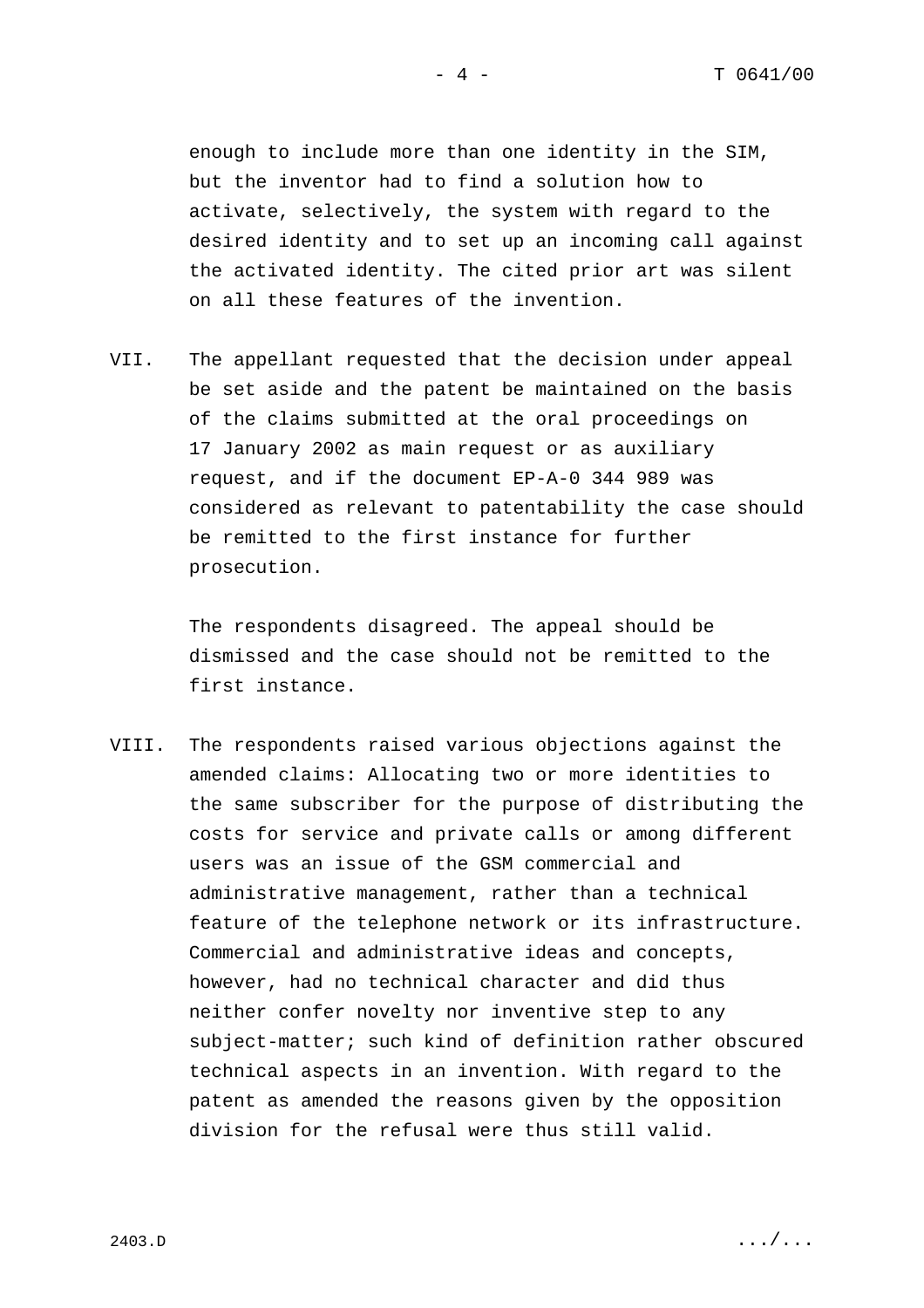enough to include more than one identity in the SIM, but the inventor had to find a solution how to activate, selectively, the system with regard to the desired identity and to set up an incoming call against the activated identity. The cited prior art was silent on all these features of the invention.

VII. The appellant requested that the decision under appeal be set aside and the patent be maintained on the basis of the claims submitted at the oral proceedings on 17 January 2002 as main request or as auxiliary request, and if the document EP-A-0 344 989 was considered as relevant to patentability the case should be remitted to the first instance for further prosecution.

The respondents disagreed. The appeal should be dismissed and the case should not be remitted to the first instance.

VIII. The respondents raised various objections against the amended claims: Allocating two or more identities to the same subscriber for the purpose of distributing the costs for service and private calls or among different users was an issue of the GSM commercial and administrative management, rather than a technical feature of the telephone network or its infrastructure. Commercial and administrative ideas and concepts, however, had no technical character and did thus neither confer novelty nor inventive step to any subject-matter; such kind of definition rather obscured technical aspects in an invention. With regard to the patent as amended the reasons given by the opposition division for the refusal were thus still valid.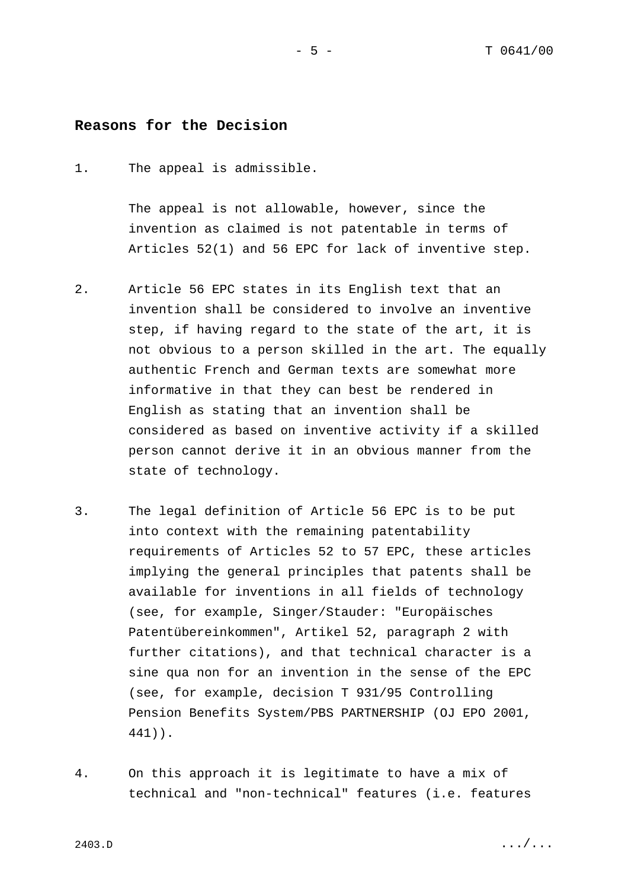## Reasons for the Decision

1. The appeal is admissible.

   The appeal is not allowable, however, since the invention as claimed is not patentable in terms of Articles 52(1) and 56 EPC for lack of inventive step.

2. Article 56 EPC states in its English text that an invention shall be considered to involve an inventive step, if having regard to the state of the art, it is not obvious to a person skilled in the art. The equally authentic French and German texts are somewhat more informative in that they can best be rendered in English as stating that an invention shall be considered as based on inventive activity if a skilled person cannot derive it in an obvious manner from the state of technology.

3. The legal definition of Article 56 EPC is to be put into context with the remaining patentability requirements of Articles 52 to 57 EPC, these articles implying the general principles that patents shall be available for inventions in all fields of technology (see, for example, Singer/Stauder: "Europäisches Patentübereinkommen", Artikel 52, paragraph 2 with further citations), and that technical character is a sine qua non for an invention in the sense of the EPC (see, for example, decision T 931/95 Controlling Pension Benefits System/PBS PARTNERSHIP (OJ EPO 2001, 441)).

4. On this approach it is legitimate to have a mix of technical and "non-technical" features (i.e. features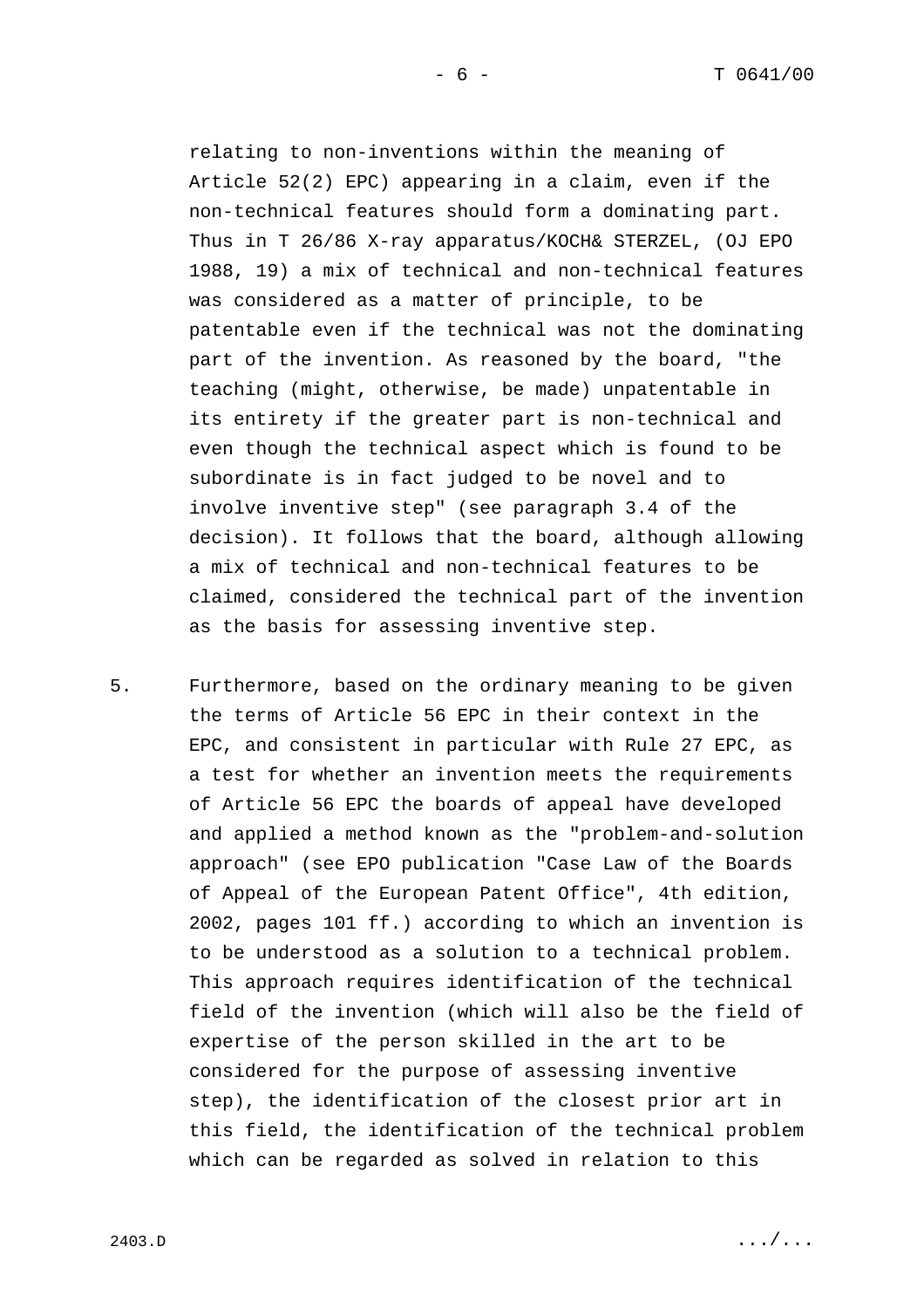relating to non-inventions within the meaning of Article 52(2) EPC) appearing in a claim, even if the non-technical features should form a dominating part. Thus in T 26/86 X-ray apparatus/KOCH& STERZEL, (OJ EPO 1988, 19) a mix of technical and non-technical features was considered as a matter of principle, to be patentable even if the technical was not the dominating part of the invention. As reasoned by the board, "the teaching (might, otherwise, be made) unpatentable in its entirety if the greater part is non-technical and even though the technical aspect which is found to be subordinate is in fact judged to be novel and to involve inventive step" (see paragraph 3.4 of the decision). It follows that the board, although allowing a mix of technical and non-technical features to be claimed, considered the technical part of the invention as the basis for assessing inventive step.

5. Furthermore, based on the ordinary meaning to be given the terms of Article 56 EPC in their context in the EPC, and consistent in particular with Rule 27 EPC, as a test for whether an invention meets the requirements of Article 56 EPC the boards of appeal have developed and applied a method known as the "problem-and-solution approach" (see EPO publication "Case Law of the Boards of Appeal of the European Patent Office", 4th edition, 2002, pages 101 ff.) according to which an invention is to be understood as a solution to a technical problem. This approach requires identification of the technical field of the invention (which will also be the field of expertise of the person skilled in the art to be considered for the purpose of assessing inventive step), the identification of the closest prior art in this field, the identification of the technical problem which can be regarded as solved in relation to this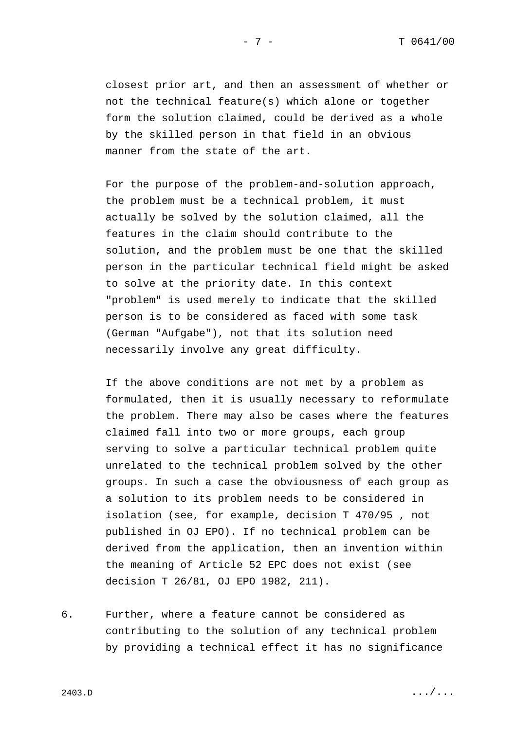closest prior art, and then an assessment of whether or not the technical feature(s) which alone or together form the solution claimed, could be derived as a whole by the skilled person in that field in an obvious manner from the state of the art.

For the purpose of the problem-and-solution approach, the problem must be a technical problem, it must actually be solved by the solution claimed, all the features in the claim should contribute to the solution, and the problem must be one that the skilled person in the particular technical field might be asked to solve at the priority date. In this context "problem" is used merely to indicate that the skilled person is to be considered as faced with some task (German "Aufgabe"), not that its solution need necessarily involve any great difficulty.

If the above conditions are not met by a problem as formulated, then it is usually necessary to reformulate the problem. There may also be cases where the features claimed fall into two or more groups, each group serving to solve a particular technical problem quite unrelated to the technical problem solved by the other groups. In such a case the obviousness of each group as a solution to its problem needs to be considered in isolation (see, for example, decision T 470/95 , not published in OJ EPO). If no technical problem can be derived from the application, then an invention within the meaning of Article 52 EPC does not exist (see decision T 26/81, OJ EPO 1982, 211).

6. Further, where a feature cannot be considered as contributing to the solution of any technical problem by providing a technical effect it has no significance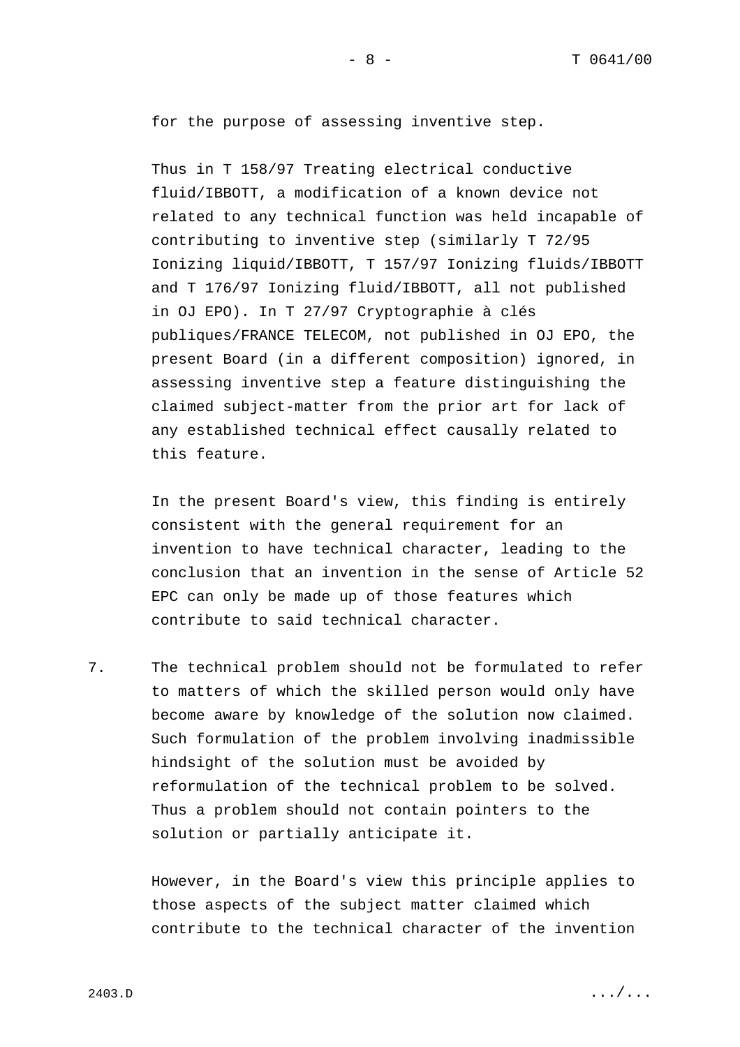for the purpose of assessing inventive step.

Thus in T 158/97 Treating electrical conductive fluid/IBBOTT, a modification of a known device not related to any technical function was held incapable of contributing to inventive step (similarly T 72/95 Ionizing liquid/IBBOTT, T 157/97 Ionizing fluids/IBBOTT and T 176/97 Ionizing fluid/IBBOTT, all not published in OJ EPO). In T 27/97 Cryptographie à clés publiques/FRANCE TELECOM, not published in OJ EPO, the present Board (in a different composition) ignored, in assessing inventive step a feature distinguishing the claimed subject-matter from the prior art for lack of any established technical effect causally related to this feature.

In the present Board's view, this finding is entirely consistent with the general requirement for an invention to have technical character, leading to the conclusion that an invention in the sense of Article 52 EPC can only be made up of those features which contribute to said technical character.

7. The technical problem should not be formulated to refer to matters of which the skilled person would only have become aware by knowledge of the solution now claimed. Such formulation of the problem involving inadmissible hindsight of the solution must be avoided by reformulation of the technical problem to be solved. Thus a problem should not contain pointers to the solution or partially anticipate it.

However, in the Board's view this principle applies to those aspects of the subject matter claimed which contribute to the technical character of the invention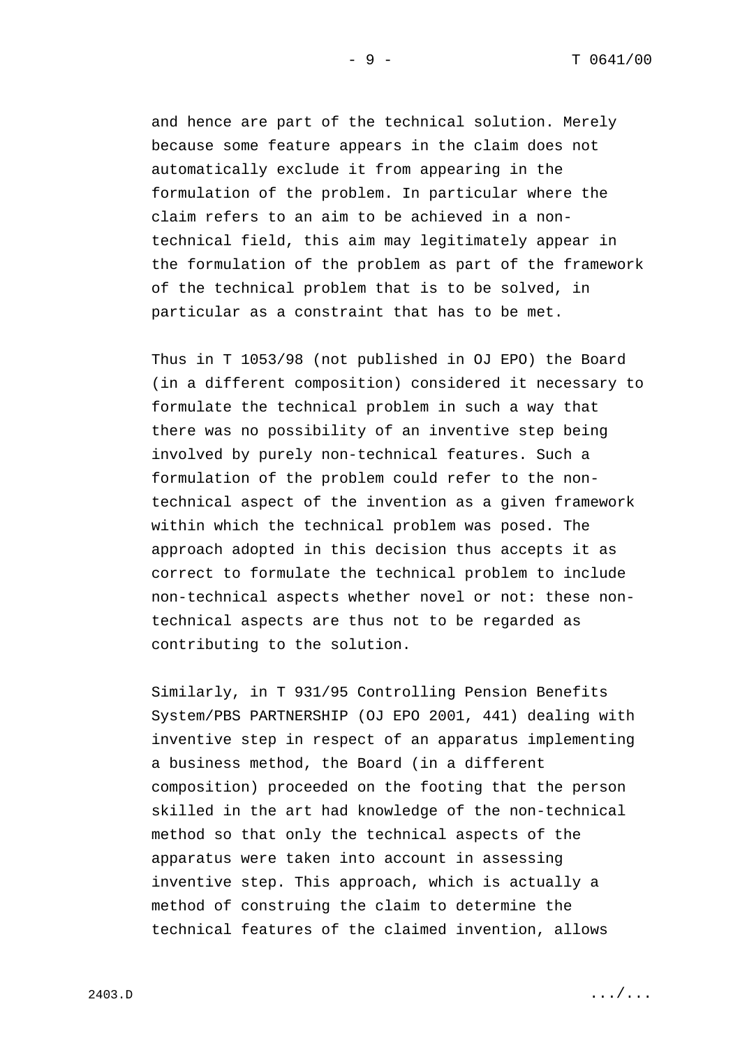and hence are part of the technical solution. Merely because some feature appears in the claim does not automatically exclude it from appearing in the formulation of the problem. In particular where the claim refers to an aim to be achieved in a non-technical field, this aim may legitimately appear in the formulation of the problem as part of the framework of the technical problem that is to be solved, in particular as a constraint that has to be met.

Thus in T 1053/98 (not published in OJ EPO) the Board (in a different composition) considered it necessary to formulate the technical problem in such a way that there was no possibility of an inventive step being involved by purely non-technical features. Such a formulation of the problem could refer to the non-technical aspect of the invention as a given framework within which the technical problem was posed. The approach adopted in this decision thus accepts it as correct to formulate the technical problem to include non-technical aspects whether novel or not: these non-technical aspects are thus not to be regarded as contributing to the solution.

Similarly, in T 931/95 Controlling Pension Benefits System/PBS PARTNERSHIP (OJ EPO 2001, 441) dealing with inventive step in respect of an apparatus implementing a business method, the Board (in a different composition) proceeded on the footing that the person skilled in the art had knowledge of the non-technical method so that only the technical aspects of the apparatus were taken into account in assessing inventive step. This approach, which is actually a method of construing the claim to determine the technical features of the claimed invention, allows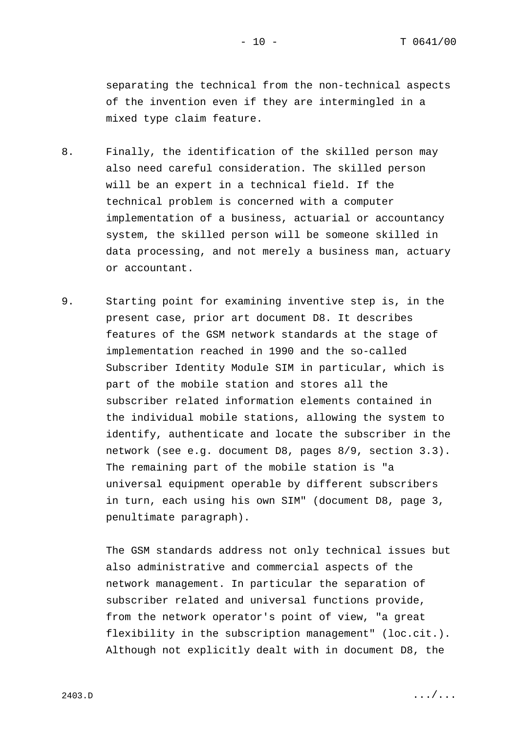separating the technical from the non-technical aspects of the invention even if they are intermingled in a mixed type claim feature.

8. Finally, the identification of the skilled person may also need careful consideration. The skilled person will be an expert in a technical field. If the technical problem is concerned with a computer implementation of a business, actuarial or accountancy system, the skilled person will be someone skilled in data processing, and not merely a business man, actuary or accountant.

9. Starting point for examining inventive step is, in the present case, prior art document D8. It describes features of the GSM network standards at the stage of implementation reached in 1990 and the so-called Subscriber Identity Module SIM in particular, which is part of the mobile station and stores all the subscriber related information elements contained in the individual mobile stations, allowing the system to identify, authenticate and locate the subscriber in the network (see e.g. document D8, pages 8/9, section 3.3). The remaining part of the mobile station is "a universal equipment operable by different subscribers in turn, each using his own SIM" (document D8, page 3, penultimate paragraph).

The GSM standards address not only technical issues but also administrative and commercial aspects of the network management. In particular the separation of subscriber related and universal functions provide, from the network operator's point of view, "a great flexibility in the subscription management" (loc.cit.). Although not explicitly dealt with in document D8, the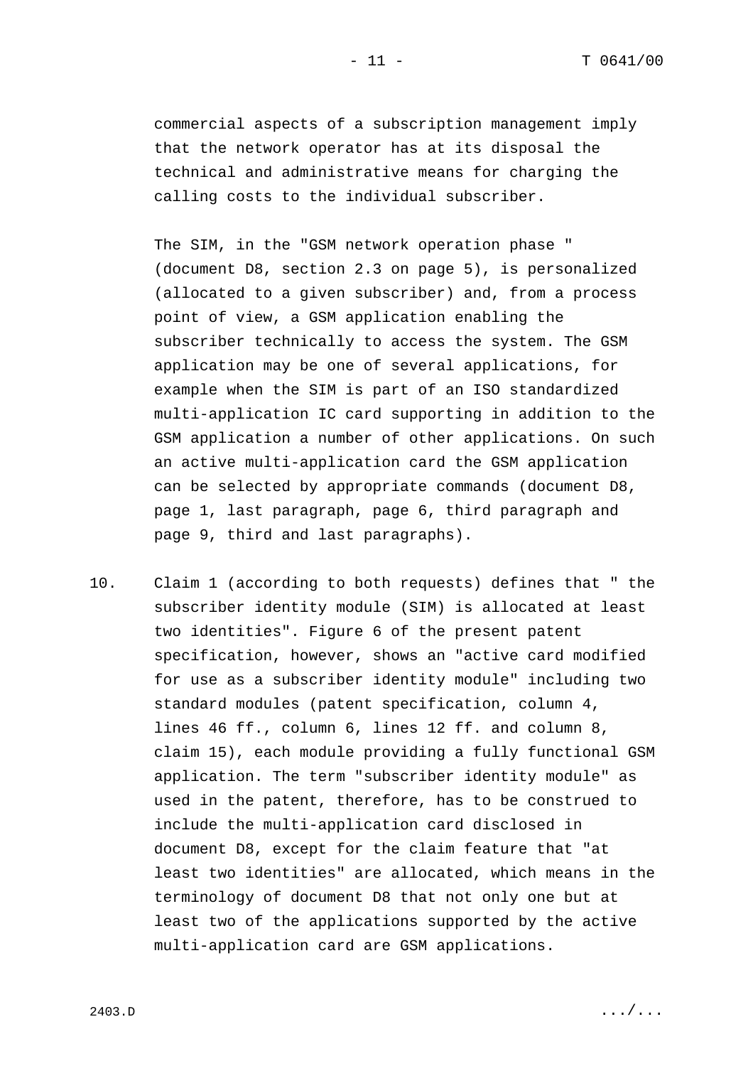commercial aspects of a subscription management imply that the network operator has at its disposal the technical and administrative means for charging the calling costs to the individual subscriber.

The SIM, in the "GSM network operation phase " (document D8, section 2.3 on page 5), is personalized (allocated to a given subscriber) and, from a process point of view, a GSM application enabling the subscriber technically to access the system. The GSM application may be one of several applications, for example when the SIM is part of an ISO standardized multi-application IC card supporting in addition to the GSM application a number of other applications. On such an active multi-application card the GSM application can be selected by appropriate commands (document D8, page 1, last paragraph, page 6, third paragraph and page 9, third and last paragraphs).

10. Claim 1 (according to both requests) defines that " the subscriber identity module (SIM) is allocated at least two identities". Figure 6 of the present patent specification, however, shows an "active card modified for use as a subscriber identity module" including two standard modules (patent specification, column 4, lines 46 ff., column 6, lines 12 ff. and column 8, claim 15), each module providing a fully functional GSM application. The term "subscriber identity module" as used in the patent, therefore, has to be construed to include the multi-application card disclosed in document D8, except for the claim feature that "at least two identities" are allocated, which means in the terminology of document D8 that not only one but at least two of the applications supported by the active multi-application card are GSM applications.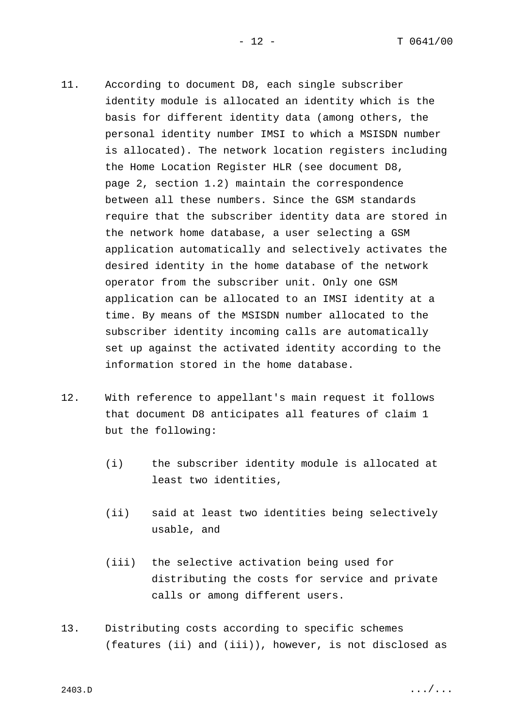11. According to document D8, each single subscriber identity module is allocated an identity which is the basis for different identity data (among others, the personal identity number IMSI to which a MSISDN number is allocated). The network location registers including the Home Location Register HLR (see document D8, page 2, section 1.2) maintain the correspondence between all these numbers. Since the GSM standards require that the subscriber identity data are stored in the network home database, a user selecting a GSM application automatically and selectively activates the desired identity in the home database of the network operator from the subscriber unit. Only one GSM application can be allocated to an IMSI identity at a time. By means of the MSISDN number allocated to the subscriber identity incoming calls are automatically set up against the activated identity according to the information stored in the home database.

12. With reference to appellant's main request it follows that document D8 anticipates all features of claim 1 but the following:

    (i) the subscriber identity module is allocated at least two identities,

    (ii) said at least two identities being selectively usable, and

    (iii) the selective activation being used for distributing the costs for service and private calls or among different users.

13. Distributing costs according to specific schemes (features (ii) and (iii)), however, is not disclosed as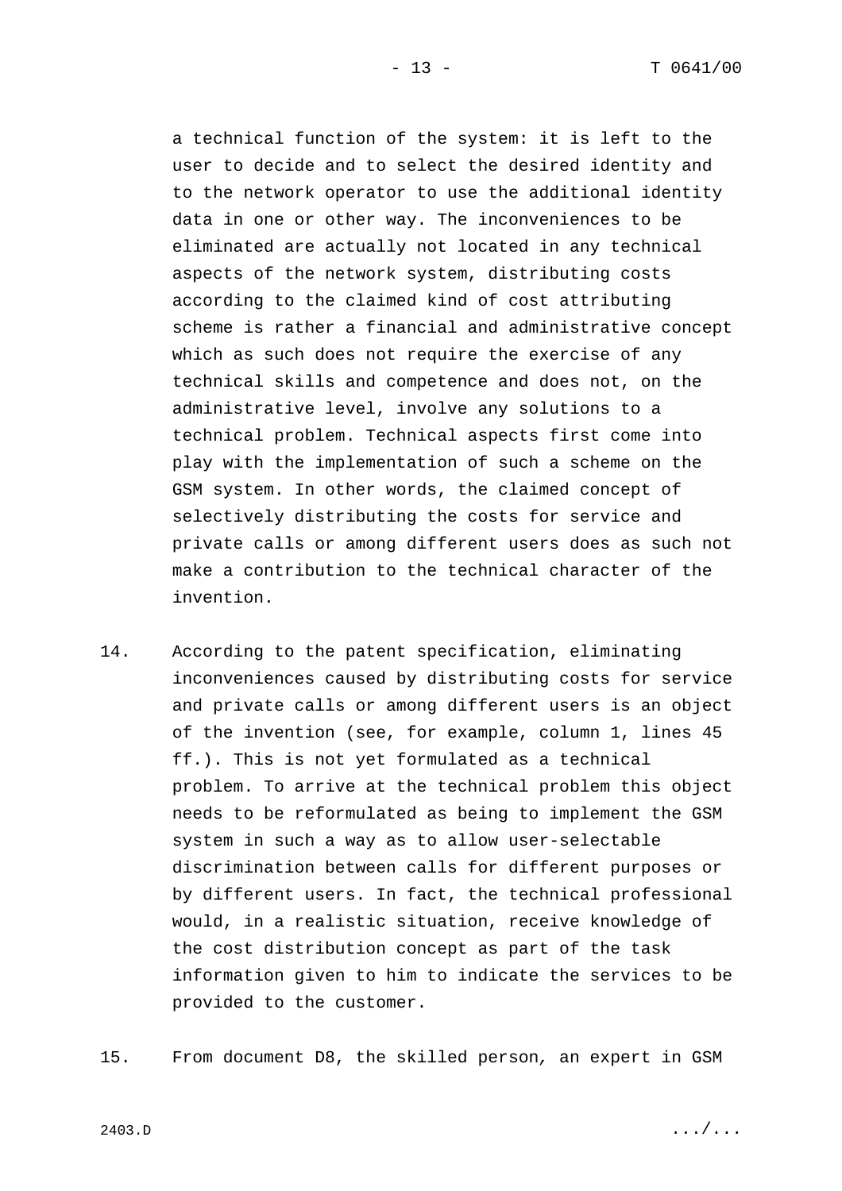a technical function of the system: it is left to the user to decide and to select the desired identity and to the network operator to use the additional identity data in one or other way. The inconveniences to be eliminated are actually not located in any technical aspects of the network system, distributing costs according to the claimed kind of cost attributing scheme is rather a financial and administrative concept which as such does not require the exercise of any technical skills and competence and does not, on the administrative level, involve any solutions to a technical problem. Technical aspects first come into play with the implementation of such a scheme on the GSM system. In other words, the claimed concept of selectively distributing the costs for service and private calls or among different users does as such not make a contribution to the technical character of the invention.

14. According to the patent specification, eliminating inconveniences caused by distributing costs for service and private calls or among different users is an object of the invention (see, for example, column 1, lines 45 ff.). This is not yet formulated as a technical problem. To arrive at the technical problem this object needs to be reformulated as being to implement the GSM system in such a way as to allow user-selectable discrimination between calls for different purposes or by different users. In fact, the technical professional would, in a realistic situation, receive knowledge of the cost distribution concept as part of the task information given to him to indicate the services to be provided to the customer.

15. From document D8, the skilled person, an expert in GSM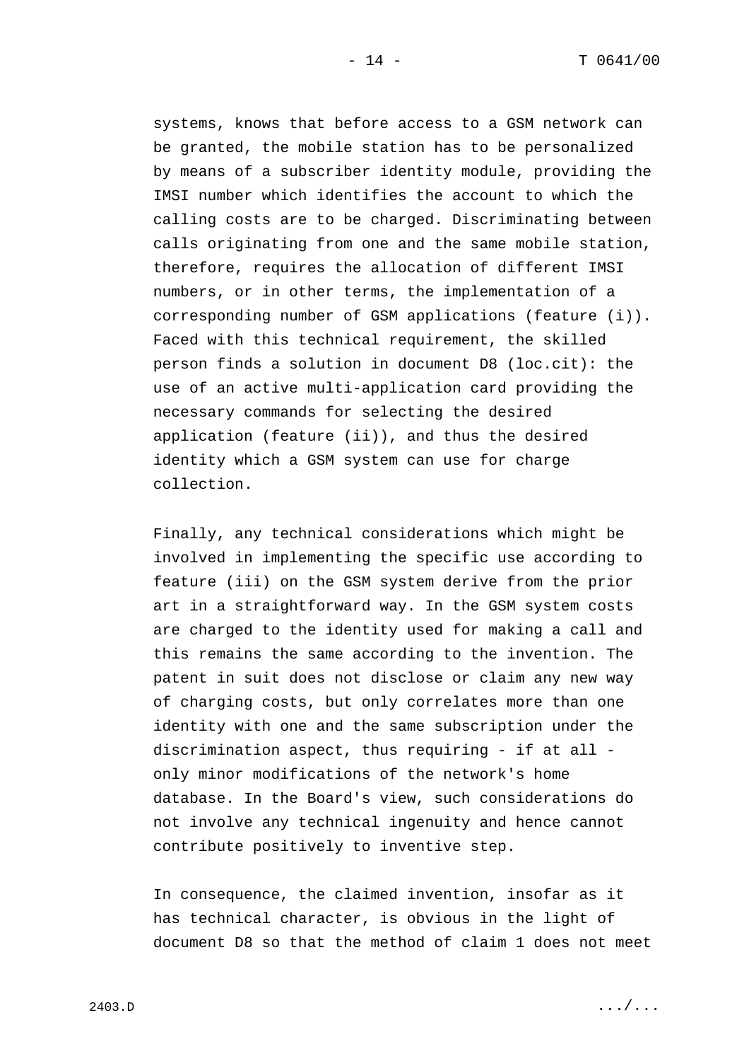systems, knows that before access to a GSM network can be granted, the mobile station has to be personalized by means of a subscriber identity module, providing the IMSI number which identifies the account to which the calling costs are to be charged. Discriminating between calls originating from one and the same mobile station, therefore, requires the allocation of different IMSI numbers, or in other terms, the implementation of a corresponding number of GSM applications (feature (i)). Faced with this technical requirement, the skilled person finds a solution in document D8 (loc.cit): the use of an active multi-application card providing the necessary commands for selecting the desired application (feature (ii)), and thus the desired identity which a GSM system can use for charge collection.

Finally, any technical considerations which might be involved in implementing the specific use according to feature (iii) on the GSM system derive from the prior art in a straightforward way. In the GSM system costs are charged to the identity used for making a call and this remains the same according to the invention. The patent in suit does not disclose or claim any new way of charging costs, but only correlates more than one identity with one and the same subscription under the discrimination aspect, thus requiring - if at all - only minor modifications of the network's home database. In the Board's view, such considerations do not involve any technical ingenuity and hence cannot contribute positively to inventive step.

In consequence, the claimed invention, insofar as it has technical character, is obvious in the light of document D8 so that the method of claim 1 does not meet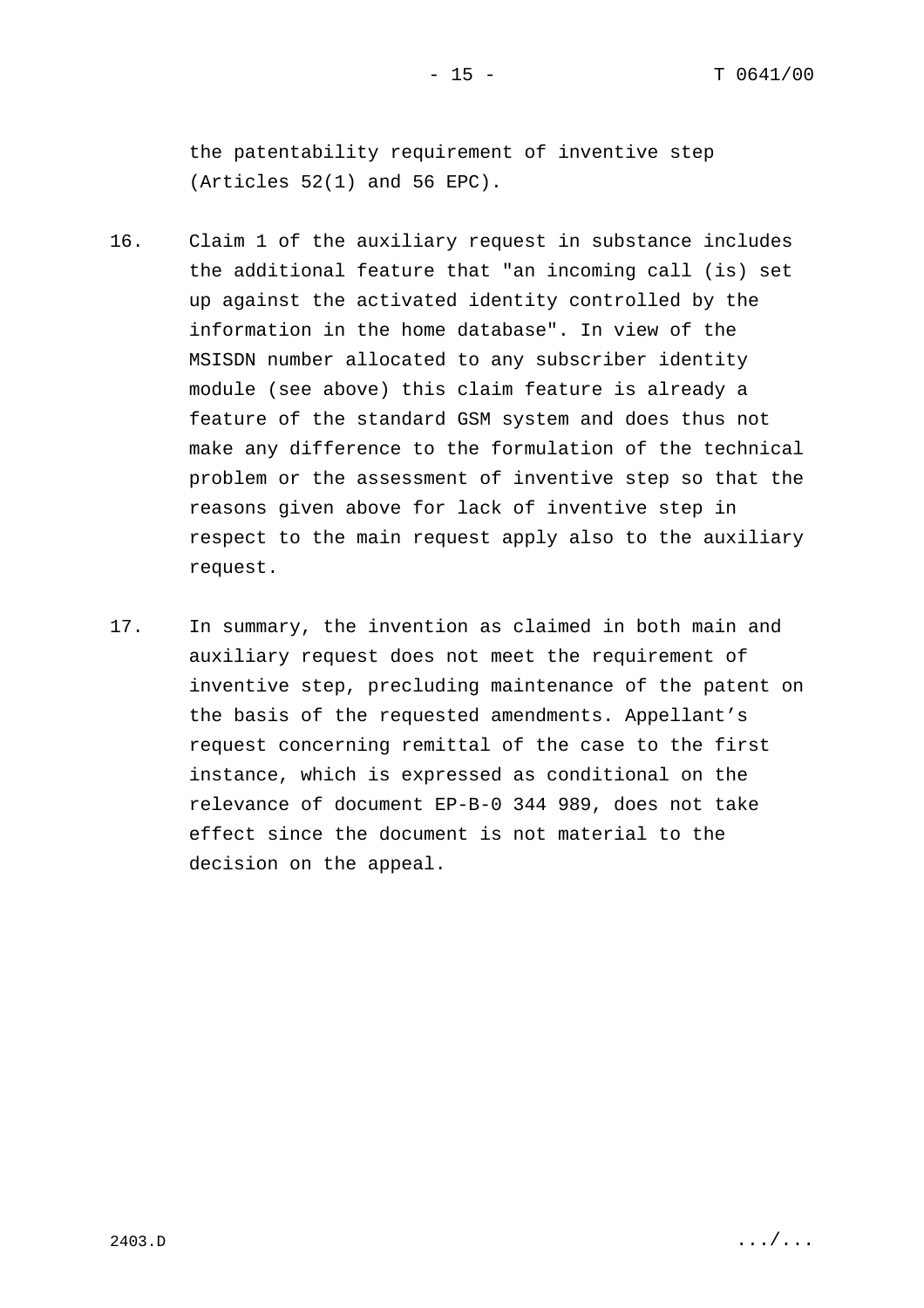the patentability requirement of inventive step (Articles 52(1) and 56 EPC).

16. Claim 1 of the auxiliary request in substance includes the additional feature that "an incoming call (is) set up against the activated identity controlled by the information in the home database". In view of the MSISDN number allocated to any subscriber identity module (see above) this claim feature is already a feature of the standard GSM system and does thus not make any difference to the formulation of the technical problem or the assessment of inventive step so that the reasons given above for lack of inventive step in respect to the main request apply also to the auxiliary request.

17. In summary, the invention as claimed in both main and auxiliary request does not meet the requirement of inventive step, precluding maintenance of the patent on the basis of the requested amendments. Appellant's request concerning remittal of the case to the first instance, which is expressed as conditional on the relevance of document EP-B-0 344 989, does not take effect since the document is not material to the decision on the appeal.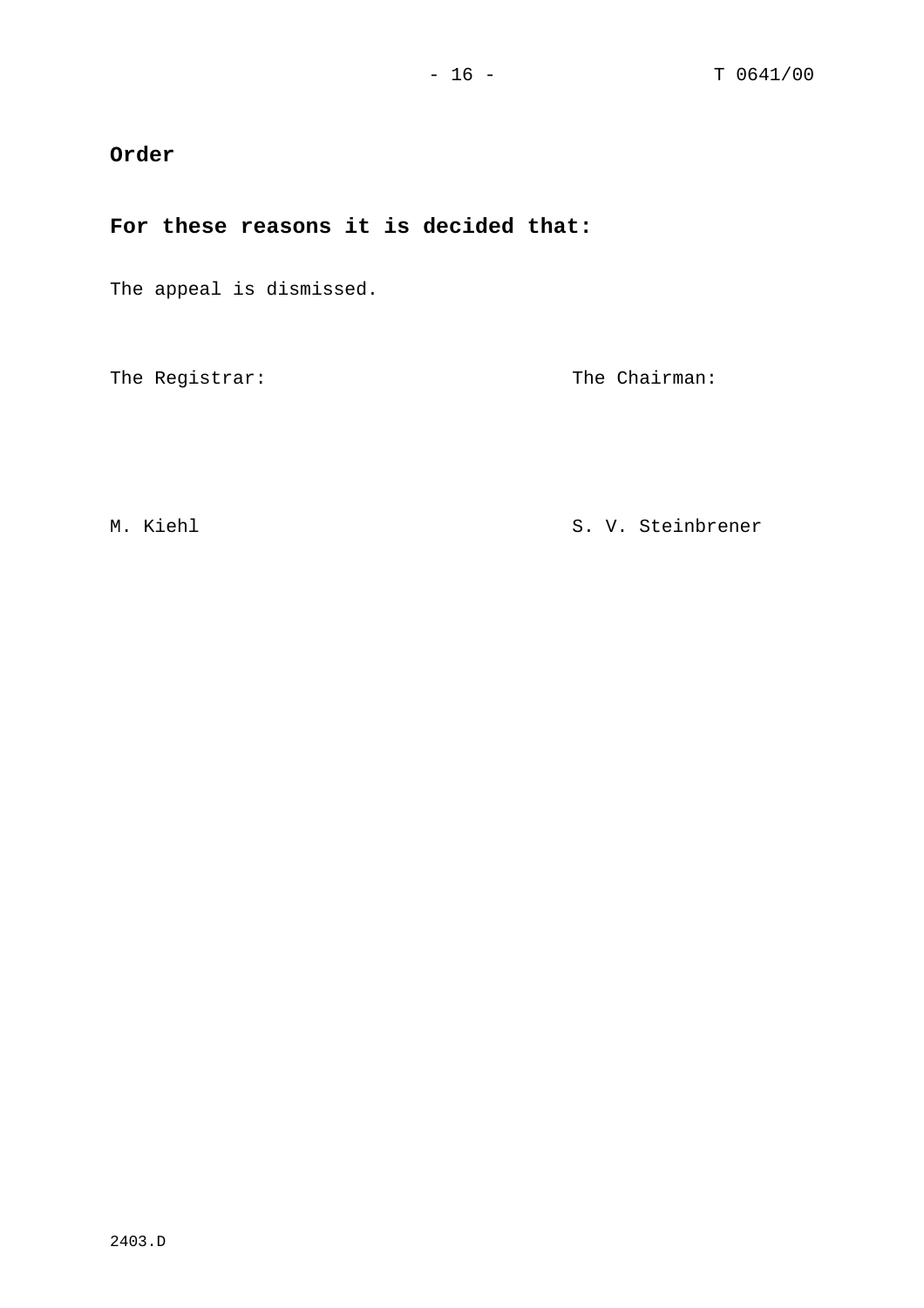**Order**

**For these reasons it is decided that:**

The appeal is dismissed.

| | |
|---|---|
| The Registrar: | The Chairman: |
| M. Kiehl | S. V. Steinbrener |